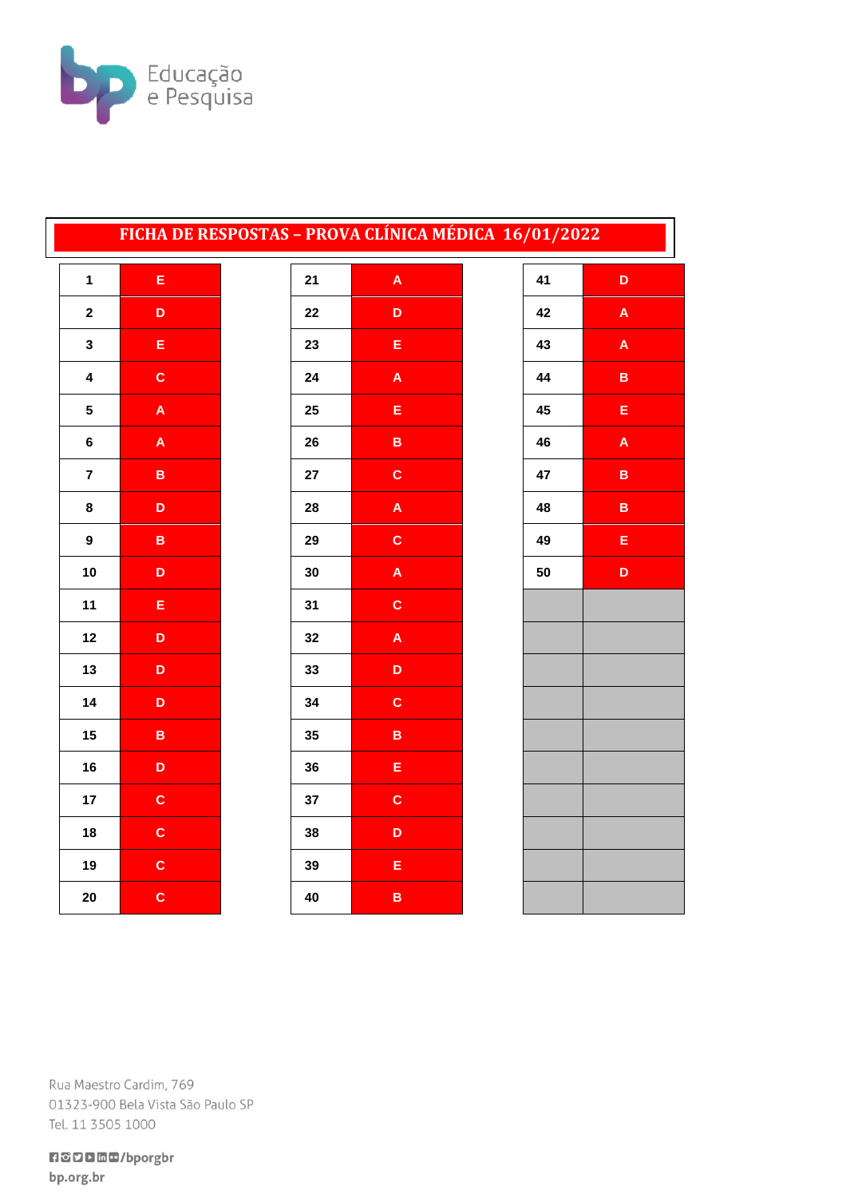Educação e Pesquisa

# FICHA DE RESPOSTAS – PROVA CLÍNICA MÉDICA 16/01/2022

| Questão | Resposta | Questão | Resposta | Questão | Resposta |
|---|---|---|---|---|---|
| 1 | E | 21 | A | 41 | D |
| 2 | D | 22 | D | 42 | A |
| 3 | E | 23 | E | 43 | A |
| 4 | C | 24 | A | 44 | B |
| 5 | A | 25 | E | 45 | E |
| 6 | A | 26 | B | 46 | A |
| 7 | B | 27 | C | 47 | B |
| 8 | D | 28 | A | 48 | B |
| 9 | B | 29 | C | 49 | E |
| 10 | D | 30 | A | 50 | D |
| 11 | E | 31 | C | | |
| 12 | D | 32 | A | | |
| 13 | D | 33 | D | | |
| 14 | D | 34 | C | | |
| 15 | B | 35 | B | | |
| 16 | D | 36 | E | | |
| 17 | C | 37 | C | | |
| 18 | C | 38 | D | | |
| 19 | C | 39 | E | | |
| 20 | C | 40 | B | | |

Rua Maestro Cardim, 769
01323-900 Bela Vista São Paulo SP
Tel. 11 3505 1000

/bporgbr
bp.org.br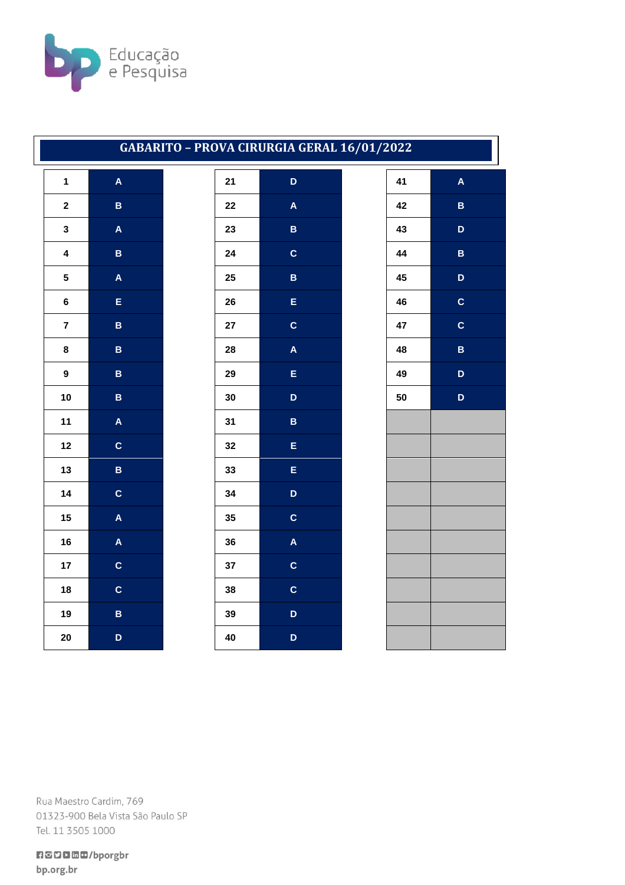# GABARITO – PROVA CIRURGIA GERAL 16/01/2022

| Questão | Resposta | Questão | Resposta | Questão | Resposta |
|---|---|---|---|---|---|
| 1 | A | 21 | D | 41 | A |
| 2 | B | 22 | A | 42 | B |
| 3 | A | 23 | B | 43 | D |
| 4 | B | 24 | C | 44 | B |
| 5 | A | 25 | B | 45 | D |
| 6 | E | 26 | E | 46 | C |
| 7 | B | 27 | C | 47 | C |
| 8 | B | 28 | A | 48 | B |
| 9 | B | 29 | E | 49 | D |
| 10 | B | 30 | D | 50 | D |
| 11 | A | 31 | B | | |
| 12 | C | 32 | E | | |
| 13 | B | 33 | E | | |
| 14 | C | 34 | D | | |
| 15 | A | 35 | C | | |
| 16 | A | 36 | A | | |
| 17 | C | 37 | C | | |
| 18 | C | 38 | C | | |
| 19 | B | 39 | D | | |
| 20 | D | 40 | D | | |

Rua Maestro Cardim, 769
01323-900 Bela Vista São Paulo SP
Tel. 11 3505 1000

/bporgbr
bp.org.br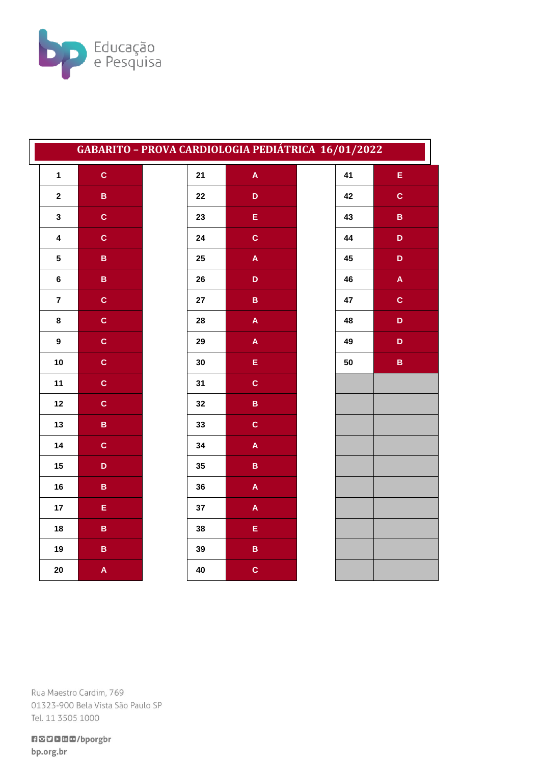Educação e Pesquisa

# GABARITO – PROVA CARDIOLOGIA PEDIÁTRICA 16/01/2022

| | | | | | |
|---|---|---|---|---|---|
| 1 | C | 21 | A | 41 | E |
| 2 | B | 22 | D | 42 | C |
| 3 | C | 23 | E | 43 | B |
| 4 | C | 24 | C | 44 | D |
| 5 | B | 25 | A | 45 | D |
| 6 | B | 26 | D | 46 | A |
| 7 | C | 27 | B | 47 | C |
| 8 | C | 28 | A | 48 | D |
| 9 | C | 29 | A | 49 | D |
| 10 | C | 30 | E | 50 | B |
| 11 | C | 31 | C | | |
| 12 | C | 32 | B | | |
| 13 | B | 33 | C | | |
| 14 | C | 34 | A | | |
| 15 | D | 35 | B | | |
| 16 | B | 36 | A | | |
| 17 | E | 37 | A | | |
| 18 | B | 38 | E | | |
| 19 | B | 39 | B | | |
| 20 | A | 40 | C | | |

Rua Maestro Cardim, 769
01323-900 Bela Vista São Paulo SP
Tel. 11 3505 1000

/bporgbr
bp.org.br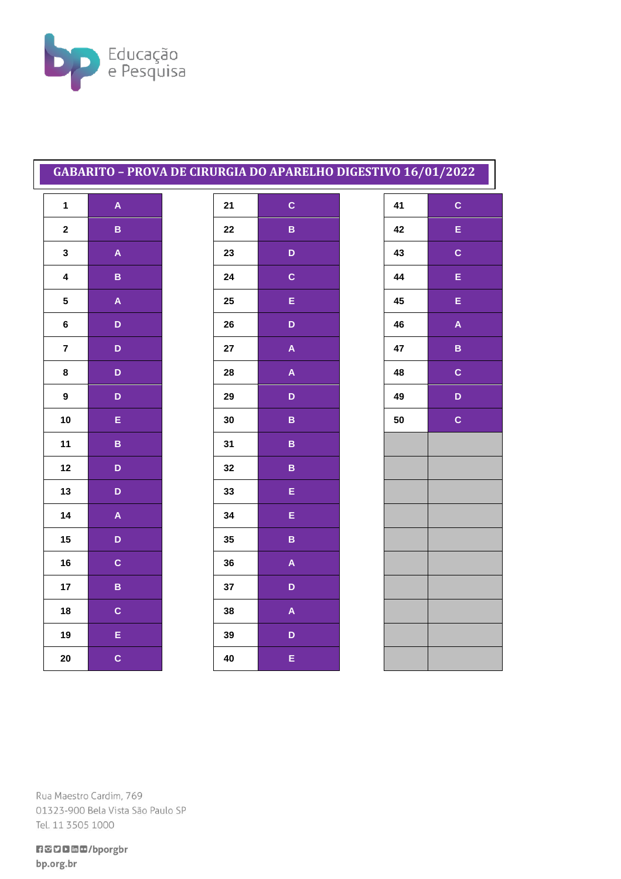## GABARITO – PROVA DE CIRURGIA DO APARELHO DIGESTIVO 16/01/2022

| Questão | Resposta | Questão | Resposta | Questão | Resposta |
|---|---|---|---|---|---|
| 1 | A | 21 | C | 41 | C |
| 2 | B | 22 | B | 42 | E |
| 3 | A | 23 | D | 43 | C |
| 4 | B | 24 | C | 44 | E |
| 5 | A | 25 | E | 45 | E |
| 6 | D | 26 | D | 46 | A |
| 7 | D | 27 | A | 47 | B |
| 8 | D | 28 | A | 48 | C |
| 9 | D | 29 | D | 49 | D |
| 10 | E | 30 | B | 50 | C |
| 11 | B | 31 | B | | |
| 12 | D | 32 | B | | |
| 13 | D | 33 | E | | |
| 14 | A | 34 | E | | |
| 15 | D | 35 | B | | |
| 16 | C | 36 | A | | |
| 17 | B | 37 | D | | |
| 18 | C | 38 | A | | |
| 19 | E | 39 | D | | |
| 20 | C | 40 | E | | |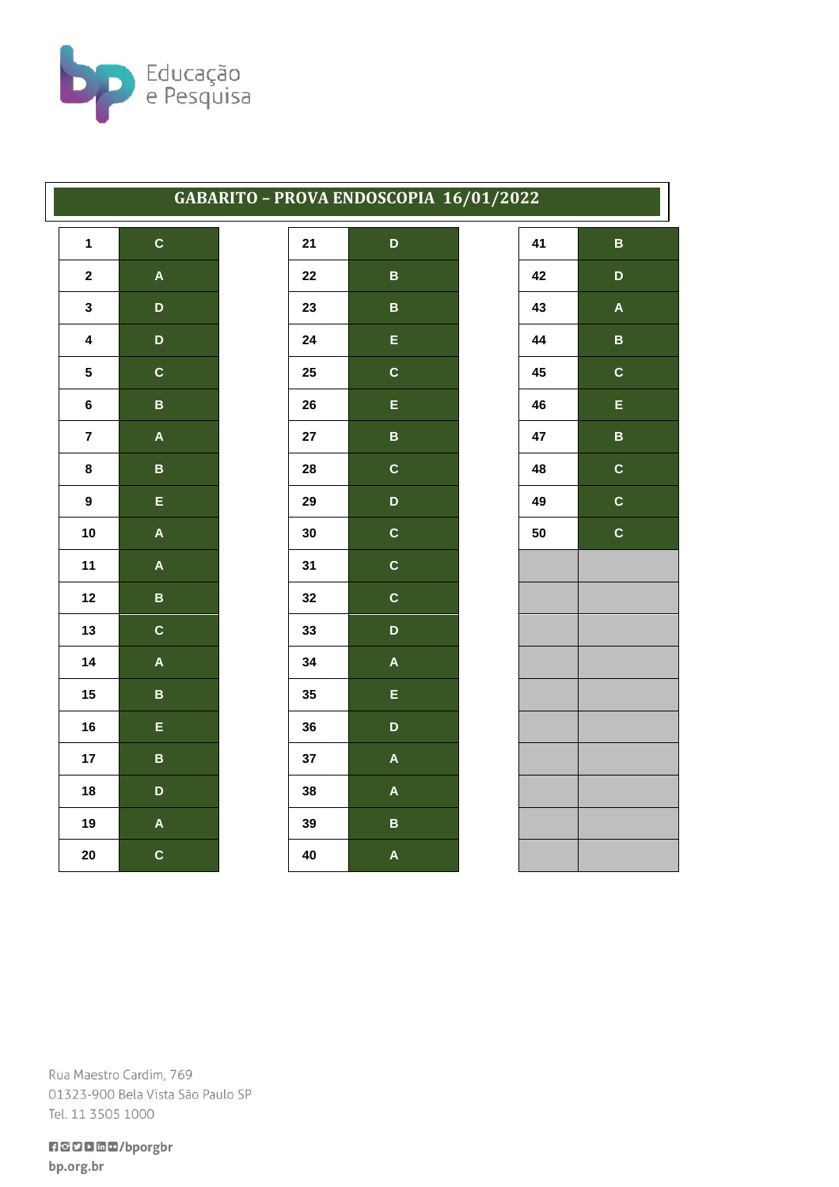Educação e Pesquisa

## GABARITO – PROVA ENDOSCOPIA 16/01/2022

| | | | | | |
|---|---|---|---|---|---|
| 1 | C | 21 | D | 41 | B |
| 2 | A | 22 | B | 42 | D |
| 3 | D | 23 | B | 43 | A |
| 4 | D | 24 | E | 44 | B |
| 5 | C | 25 | C | 45 | C |
| 6 | B | 26 | E | 46 | E |
| 7 | A | 27 | B | 47 | B |
| 8 | B | 28 | C | 48 | C |
| 9 | E | 29 | D | 49 | C |
| 10 | A | 30 | C | 50 | C |
| 11 | A | 31 | C | | |
| 12 | B | 32 | C | | |
| 13 | C | 33 | D | | |
| 14 | A | 34 | A | | |
| 15 | B | 35 | E | | |
| 16 | E | 36 | D | | |
| 17 | B | 37 | A | | |
| 18 | D | 38 | A | | |
| 19 | A | 39 | B | | |
| 20 | C | 40 | A | | |

Rua Maestro Cardim, 769
01323-900 Bela Vista São Paulo SP
Tel. 11 3505 1000

/bporgbr
bp.org.br